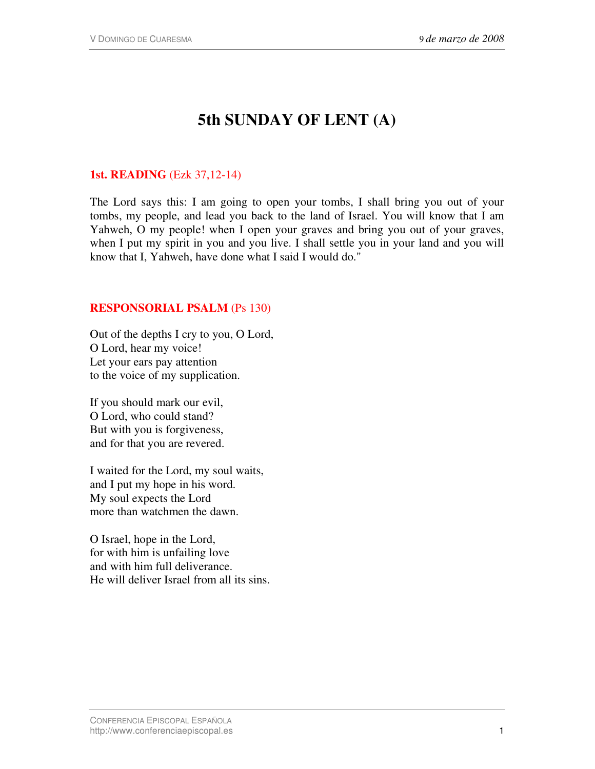# 5th SUNDAY OF LENT (A)

## 1st. READING (Ezk 37,12-14)

The Lord says this: I am going to open your tombs, I shall bring you out of your tombs, my people, and lead you back to the land of Israel. You will know that I am Yahweh, O my people! when I open your graves and bring you out of your graves, when I put my spirit in you and you live. I shall settle you in your land and you will know that I, Yahweh, have done what I said I would do."

## RESPONSORIAL PSALM (Ps 130)

Out of the depths I cry to you, O Lord,  
O Lord, hear my voice!  
Let your ears pay attention  
to the voice of my supplication.

If you should mark our evil,  
O Lord, who could stand?  
But with you is forgiveness,  
and for that you are revered.

I waited for the Lord, my soul waits,  
and I put my hope in his word.  
My soul expects the Lord  
more than watchmen the dawn.

O Israel, hope in the Lord,  
for with him is unfailing love  
and with him full deliverance.  
He will deliver Israel from all its sins.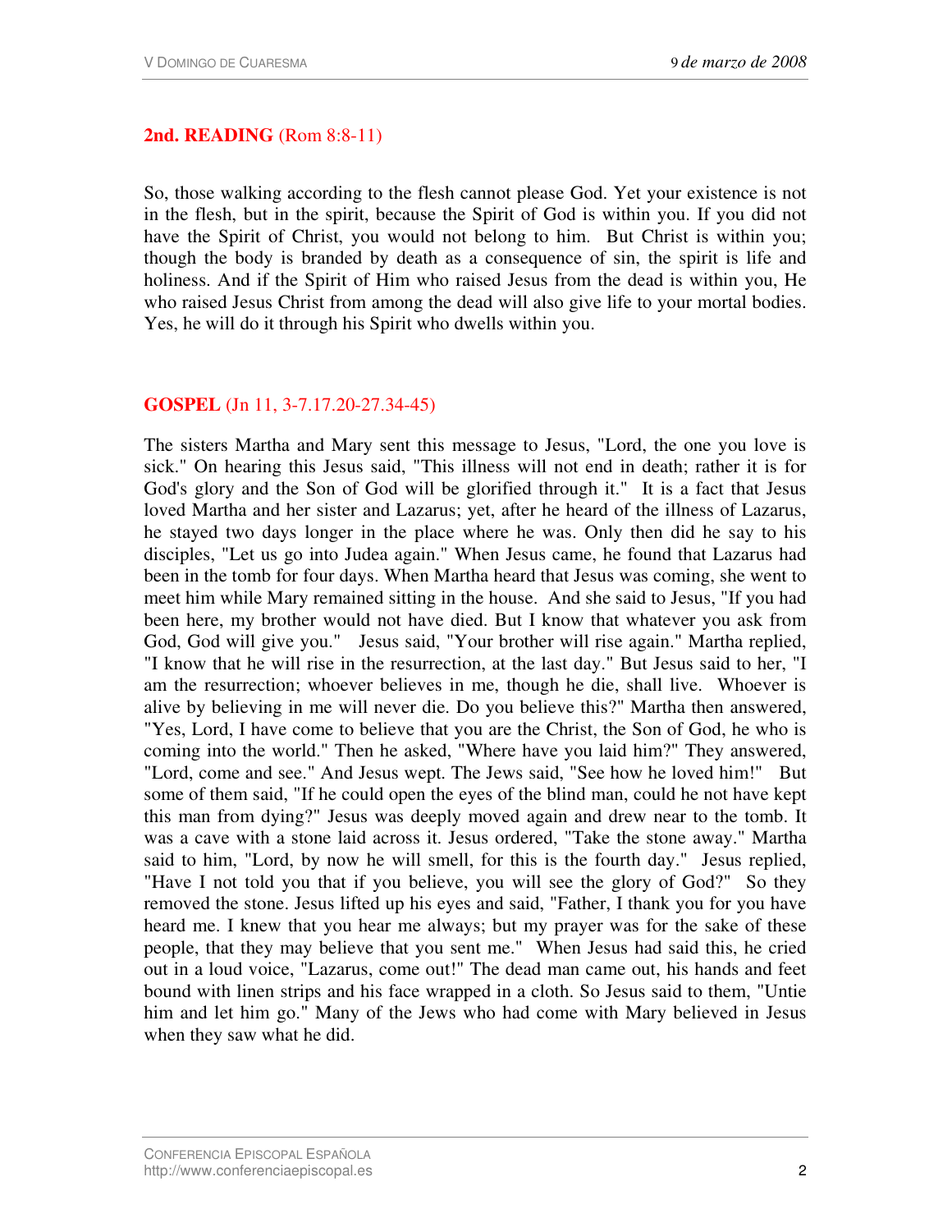## **2nd. READING** (Rom 8:8-11)

So, those walking according to the flesh cannot please God. Yet your existence is not in the flesh, but in the spirit, because the Spirit of God is within you. If you did not have the Spirit of Christ, you would not belong to him. But Christ is within you; though the body is branded by death as a consequence of sin, the spirit is life and holiness. And if the Spirit of Him who raised Jesus from the dead is within you, He who raised Jesus Christ from among the dead will also give life to your mortal bodies. Yes, he will do it through his Spirit who dwells within you.

## **GOSPEL** (Jn 11, 3-7.17.20-27.34-45)

The sisters Martha and Mary sent this message to Jesus, "Lord, the one you love is sick." On hearing this Jesus said, "This illness will not end in death; rather it is for God's glory and the Son of God will be glorified through it." It is a fact that Jesus loved Martha and her sister and Lazarus; yet, after he heard of the illness of Lazarus, he stayed two days longer in the place where he was. Only then did he say to his disciples, "Let us go into Judea again." When Jesus came, he found that Lazarus had been in the tomb for four days. When Martha heard that Jesus was coming, she went to meet him while Mary remained sitting in the house. And she said to Jesus, "If you had been here, my brother would not have died. But I know that whatever you ask from God, God will give you." Jesus said, "Your brother will rise again." Martha replied, "I know that he will rise in the resurrection, at the last day." But Jesus said to her, "I am the resurrection; whoever believes in me, though he die, shall live. Whoever is alive by believing in me will never die. Do you believe this?" Martha then answered, "Yes, Lord, I have come to believe that you are the Christ, the Son of God, he who is coming into the world." Then he asked, "Where have you laid him?" They answered, "Lord, come and see." And Jesus wept. The Jews said, "See how he loved him!" But some of them said, "If he could open the eyes of the blind man, could he not have kept this man from dying?" Jesus was deeply moved again and drew near to the tomb. It was a cave with a stone laid across it. Jesus ordered, "Take the stone away." Martha said to him, "Lord, by now he will smell, for this is the fourth day." Jesus replied, "Have I not told you that if you believe, you will see the glory of God?" So they removed the stone. Jesus lifted up his eyes and said, "Father, I thank you for you have heard me. I knew that you hear me always; but my prayer was for the sake of these people, that they may believe that you sent me." When Jesus had said this, he cried out in a loud voice, "Lazarus, come out!" The dead man came out, his hands and feet bound with linen strips and his face wrapped in a cloth. So Jesus said to them, "Untie him and let him go." Many of the Jews who had come with Mary believed in Jesus when they saw what he did.